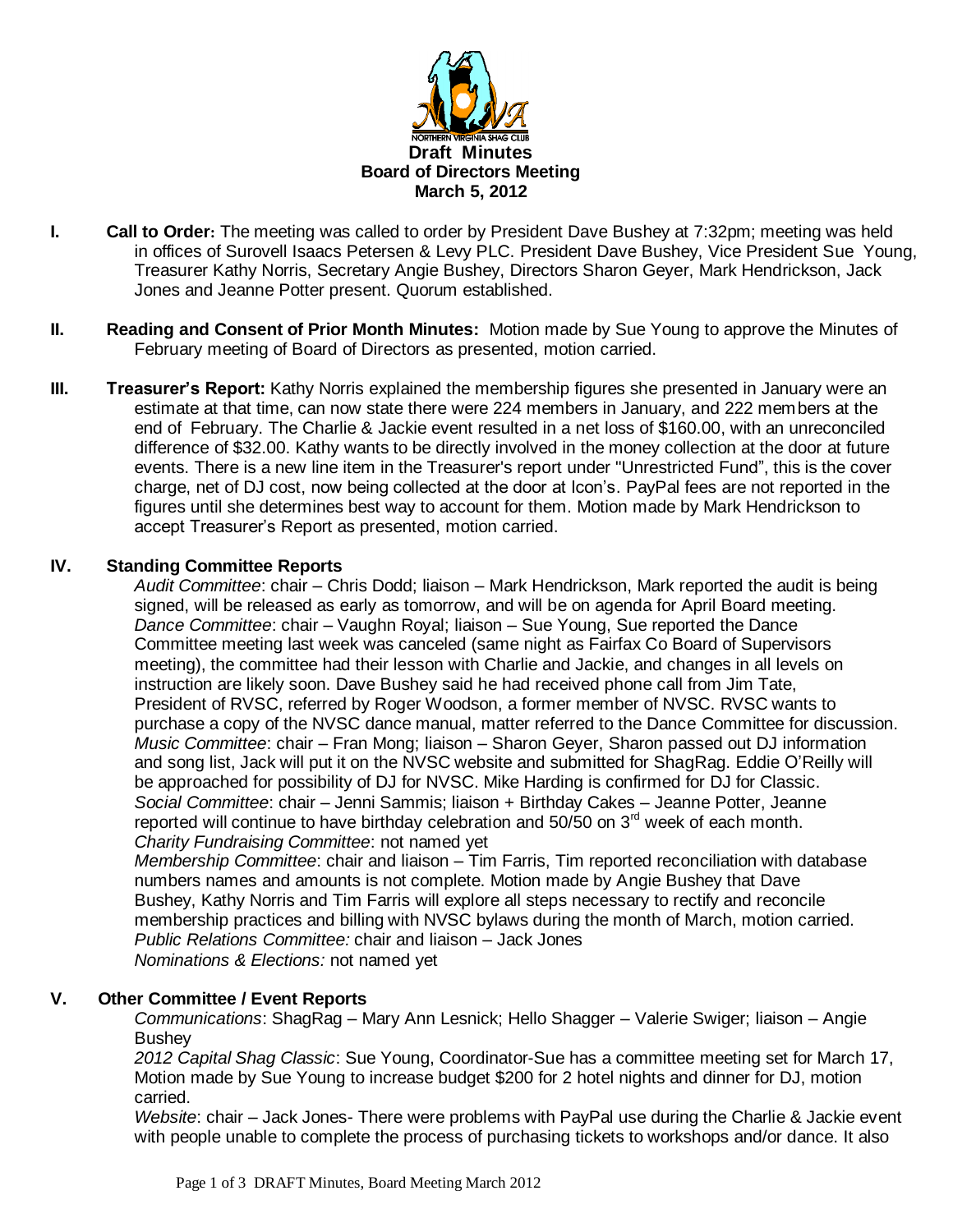**Draft Minutes**
**Board of Directors Meeting**
**March 5, 2012**

**I. Call to Order:** The meeting was called to order by President Dave Bushey at 7:32pm; meeting was held in offices of Surovell Isaacs Petersen & Levy PLC. President Dave Bushey, Vice President Sue Young, Treasurer Kathy Norris, Secretary Angie Bushey, Directors Sharon Geyer, Mark Hendrickson, Jack Jones and Jeanne Potter present. Quorum established.

**II. Reading and Consent of Prior Month Minutes:** Motion made by Sue Young to approve the Minutes of February meeting of Board of Directors as presented, motion carried.

**III. Treasurer's Report:** Kathy Norris explained the membership figures she presented in January were an estimate at that time, can now state there were 224 members in January, and 222 members at the end of February. The Charlie & Jackie event resulted in a net loss of $160.00, with an unreconciled difference of $32.00. Kathy wants to be directly involved in the money collection at the door at future events. There is a new line item in the Treasurer's report under "Unrestricted Fund", this is the cover charge, net of DJ cost, now being collected at the door at Icon's. PayPal fees are not reported in the figures until she determines best way to account for them. Motion made by Mark Hendrickson to accept Treasurer's Report as presented, motion carried.

**IV. Standing Committee Reports**

*Audit Committee*: chair – Chris Dodd; liaison – Mark Hendrickson, Mark reported the audit is being signed, will be released as early as tomorrow, and will be on agenda for April Board meeting.

*Dance Committee*: chair – Vaughn Royal; liaison – Sue Young, Sue reported the Dance Committee meeting last week was canceled (same night as Fairfax Co Board of Supervisors meeting), the committee had their lesson with Charlie and Jackie, and changes in all levels on instruction are likely soon. Dave Bushey said he had received phone call from Jim Tate, President of RVSC, referred by Roger Woodson, a former member of NVSC. RVSC wants to purchase a copy of the NVSC dance manual, matter referred to the Dance Committee for discussion.

*Music Committee*: chair – Fran Mong; liaison – Sharon Geyer, Sharon passed out DJ information and song list, Jack will put it on the NVSC website and submitted for ShagRag. Eddie O'Reilly will be approached for possibility of DJ for NVSC. Mike Harding is confirmed for DJ for Classic.

*Social Committee*: chair – Jenni Sammis; liaison + Birthday Cakes – Jeanne Potter, Jeanne reported will continue to have birthday celebration and 50/50 on 3rd week of each month.

*Charity Fundraising Committee*: not named yet

*Membership Committee*: chair and liaison – Tim Farris, Tim reported reconciliation with database numbers names and amounts is not complete. Motion made by Angie Bushey that Dave Bushey, Kathy Norris and Tim Farris will explore all steps necessary to rectify and reconcile membership practices and billing with NVSC bylaws during the month of March, motion carried.

*Public Relations Committee:* chair and liaison – Jack Jones

*Nominations & Elections:* not named yet

**V. Other Committee / Event Reports**

*Communications*: ShagRag – Mary Ann Lesnick; Hello Shagger – Valerie Swiger; liaison – Angie Bushey

*2012 Capital Shag Classic*: Sue Young, Coordinator-Sue has a committee meeting set for March 17, Motion made by Sue Young to increase budget $200 for 2 hotel nights and dinner for DJ, motion carried.

*Website*: chair – Jack Jones- There were problems with PayPal use during the Charlie & Jackie event with people unable to complete the process of purchasing tickets to workshops and/or dance. It also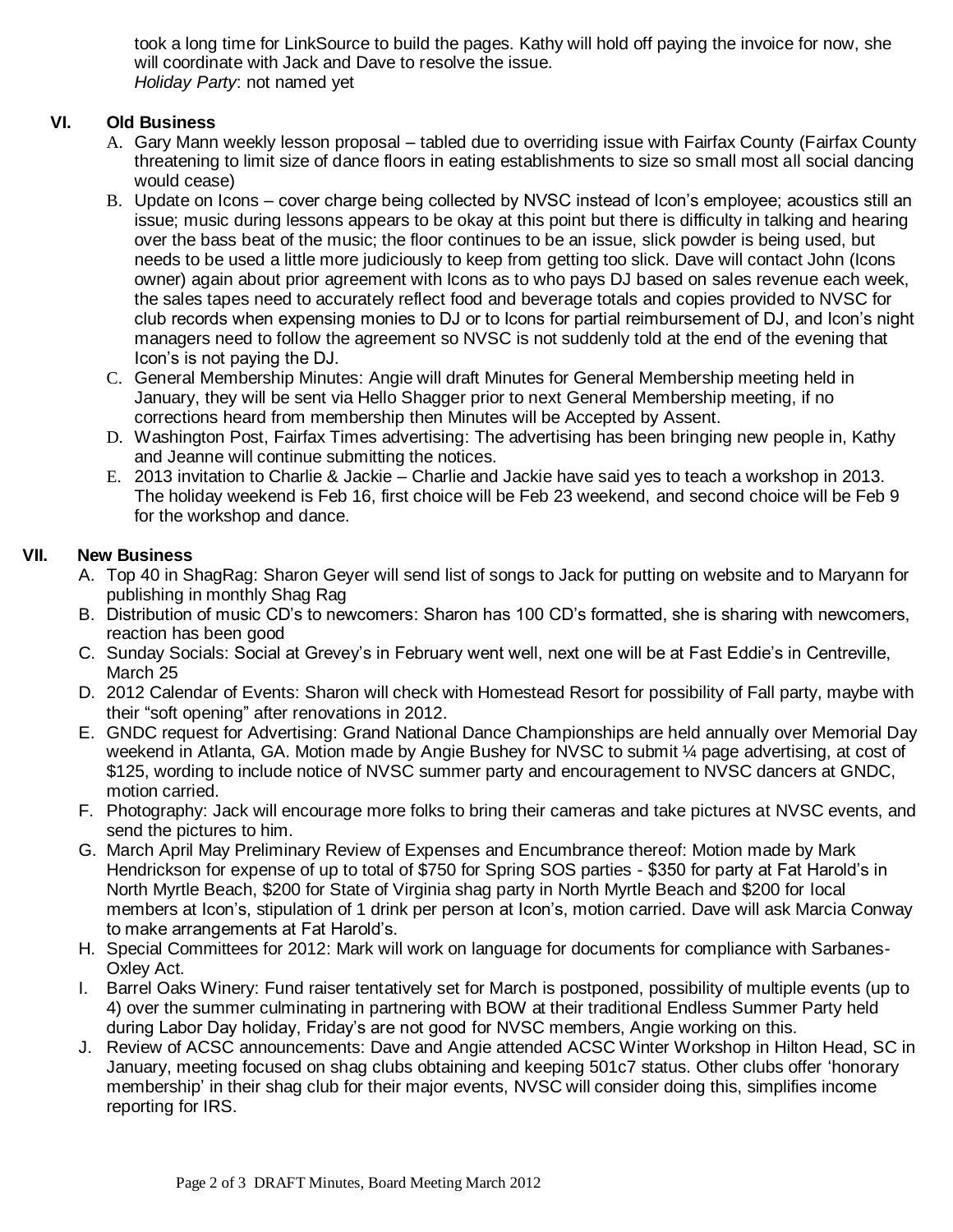took a long time for LinkSource to build the pages. Kathy will hold off paying the invoice for now, she will coordinate with Jack and Dave to resolve the issue.
*Holiday Party*: not named yet

## VI. Old Business

A. Gary Mann weekly lesson proposal – tabled due to overriding issue with Fairfax County (Fairfax County threatening to limit size of dance floors in eating establishments to size so small most all social dancing would cease)

B. Update on Icons – cover charge being collected by NVSC instead of Icon's employee; acoustics still an issue; music during lessons appears to be okay at this point but there is difficulty in talking and hearing over the bass beat of the music; the floor continues to be an issue, slick powder is being used, but needs to be used a little more judiciously to keep from getting too slick. Dave will contact John (Icons owner) again about prior agreement with Icons as to who pays DJ based on sales revenue each week, the sales tapes need to accurately reflect food and beverage totals and copies provided to NVSC for club records when expensing monies to DJ or to Icons for partial reimbursement of DJ, and Icon's night managers need to follow the agreement so NVSC is not suddenly told at the end of the evening that Icon's is not paying the DJ.

C. General Membership Minutes: Angie will draft Minutes for General Membership meeting held in January, they will be sent via Hello Shagger prior to next General Membership meeting, if no corrections heard from membership then Minutes will be Accepted by Assent.

D. Washington Post, Fairfax Times advertising: The advertising has been bringing new people in, Kathy and Jeanne will continue submitting the notices.

E. 2013 invitation to Charlie & Jackie – Charlie and Jackie have said yes to teach a workshop in 2013. The holiday weekend is Feb 16, first choice will be Feb 23 weekend, and second choice will be Feb 9 for the workshop and dance.

## VII. New Business

A. Top 40 in ShagRag: Sharon Geyer will send list of songs to Jack for putting on website and to Maryann for publishing in monthly Shag Rag

B. Distribution of music CD's to newcomers: Sharon has 100 CD's formatted, she is sharing with newcomers, reaction has been good

C. Sunday Socials: Social at Grevey's in February went well, next one will be at Fast Eddie's in Centreville, March 25

D. 2012 Calendar of Events: Sharon will check with Homestead Resort for possibility of Fall party, maybe with their "soft opening" after renovations in 2012.

E. GNDC request for Advertising: Grand National Dance Championships are held annually over Memorial Day weekend in Atlanta, GA. Motion made by Angie Bushey for NVSC to submit ¼ page advertising, at cost of $125, wording to include notice of NVSC summer party and encouragement to NVSC dancers at GNDC, motion carried.

F. Photography: Jack will encourage more folks to bring their cameras and take pictures at NVSC events, and send the pictures to him.

G. March April May Preliminary Review of Expenses and Encumbrance thereof: Motion made by Mark Hendrickson for expense of up to total of $750 for Spring SOS parties - $350 for party at Fat Harold's in North Myrtle Beach, $200 for State of Virginia shag party in North Myrtle Beach and $200 for local members at Icon's, stipulation of 1 drink per person at Icon's, motion carried. Dave will ask Marcia Conway to make arrangements at Fat Harold's.

H. Special Committees for 2012: Mark will work on language for documents for compliance with Sarbanes-Oxley Act.

I. Barrel Oaks Winery: Fund raiser tentatively set for March is postponed, possibility of multiple events (up to 4) over the summer culminating in partnering with BOW at their traditional Endless Summer Party held during Labor Day holiday, Friday's are not good for NVSC members, Angie working on this.

J. Review of ACSC announcements: Dave and Angie attended ACSC Winter Workshop in Hilton Head, SC in January, meeting focused on shag clubs obtaining and keeping 501c7 status. Other clubs offer 'honorary membership' in their shag club for their major events, NVSC will consider doing this, simplifies income reporting for IRS.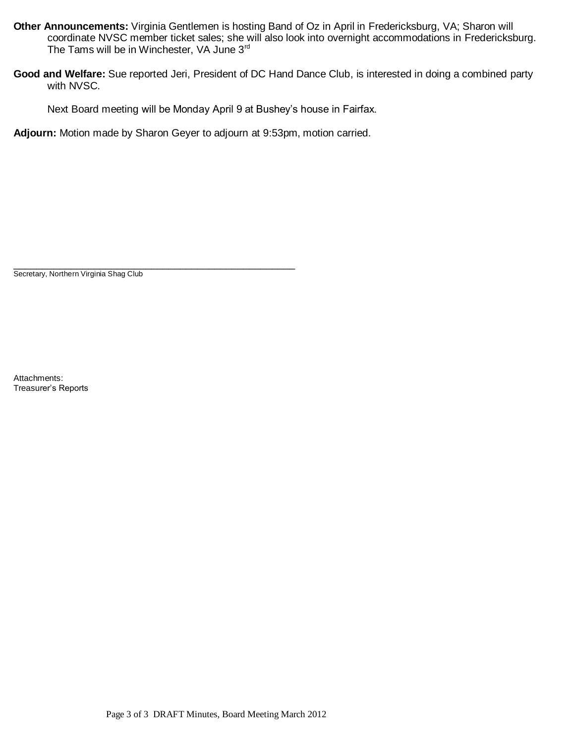**Other Announcements:** Virginia Gentlemen is hosting Band of Oz in April in Fredericksburg, VA; Sharon will coordinate NVSC member ticket sales; she will also look into overnight accommodations in Fredericksburg. The Tams will be in Winchester, VA June 3rd

**Good and Welfare:** Sue reported Jeri, President of DC Hand Dance Club, is interested in doing a combined party with NVSC.

Next Board meeting will be Monday April 9 at Bushey's house in Fairfax.

**Adjourn:** Motion made by Sharon Geyer to adjourn at 9:53pm, motion carried.

\_\_\_\_\_\_\_\_\_\_\_\_\_\_\_\_\_\_\_\_\_\_\_\_\_\_\_\_\_\_\_\_\_\_\_\_\_\_\_\_\_\_\_\_\_\_\_\_\_\_

Secretary, Northern Virginia Shag Club

Attachments:
Treasurer's Reports